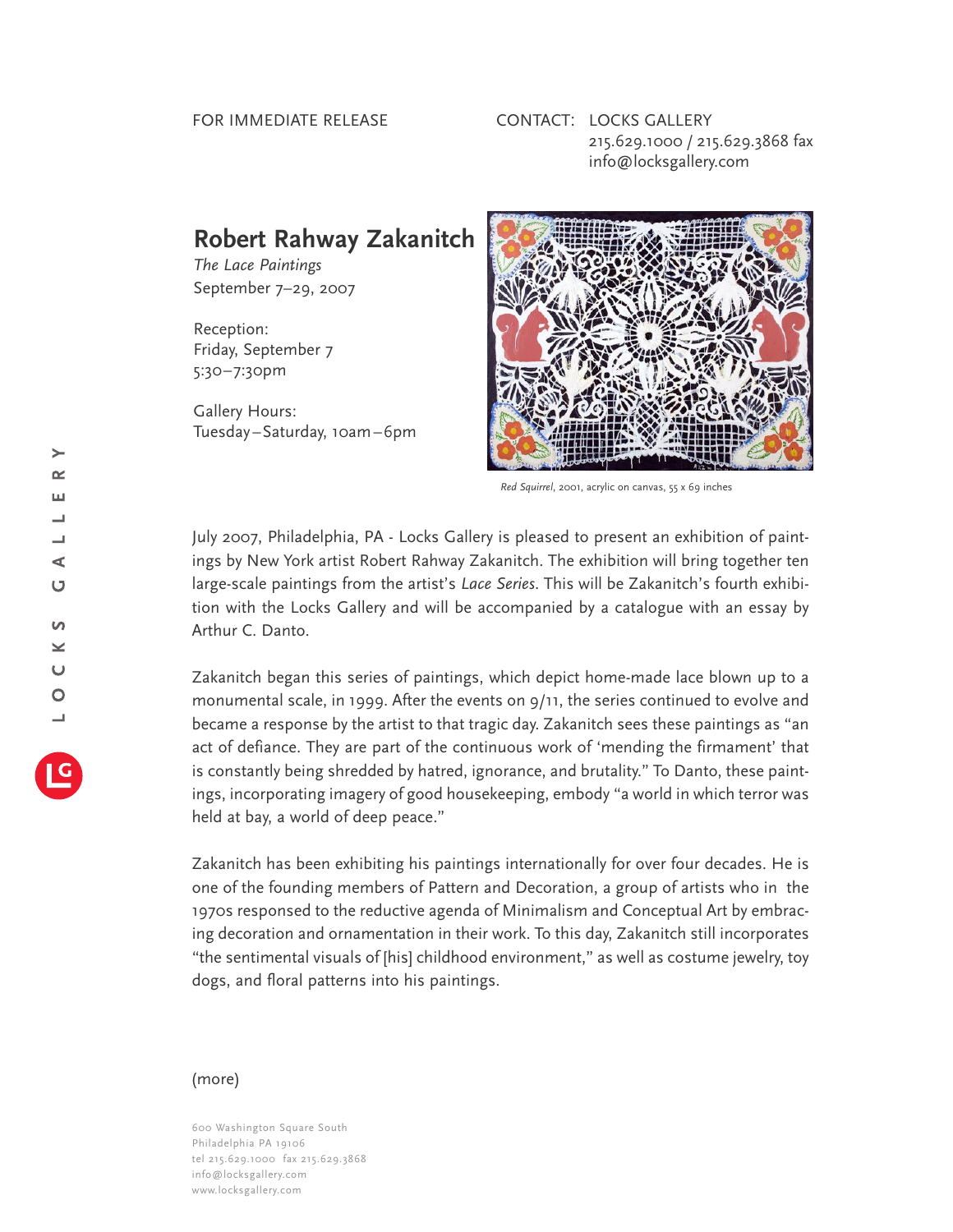FOR IMMEDIATE RELEASE

CONTACT: LOCKS GALLERY
215.629.1000 / 215.629.3868 fax
info@locksgallery.com

# Robert Rahway Zakanitch

*The Lace Paintings*
September 7–29, 2007

Reception:
Friday, September 7
5:30–7:30pm

Gallery Hours:
Tuesday–Saturday, 10am–6pm

*Red Squirrel*, 2001, acrylic on canvas, 55 x 69 inches

July 2007, Philadelphia, PA - Locks Gallery is pleased to present an exhibition of paintings by New York artist Robert Rahway Zakanitch. The exhibition will bring together ten large-scale paintings from the artist's *Lace Series*. This will be Zakanitch's fourth exhibition with the Locks Gallery and will be accompanied by a catalogue with an essay by Arthur C. Danto.

Zakanitch began this series of paintings, which depict home-made lace blown up to a monumental scale, in 1999. After the events on 9/11, the series continued to evolve and became a response by the artist to that tragic day. Zakanitch sees these paintings as "an act of defiance. They are part of the continuous work of 'mending the firmament' that is constantly being shredded by hatred, ignorance, and brutality." To Danto, these paintings, incorporating imagery of good housekeeping, embody "a world in which terror was held at bay, a world of deep peace."

Zakanitch has been exhibiting his paintings internationally for over four decades. He is one of the founding members of Pattern and Decoration, a group of artists who in the 1970s responsed to the reductive agenda of Minimalism and Conceptual Art by embracing decoration and ornamentation in their work. To this day, Zakanitch still incorporates "the sentimental visuals of [his] childhood environment," as well as costume jewelry, toy dogs, and floral patterns into his paintings.

(more)

600 Washington Square South
Philadelphia PA 19106
tel 215.629.1000 fax 215.629.3868
info@locksgallery.com
www.locksgallery.com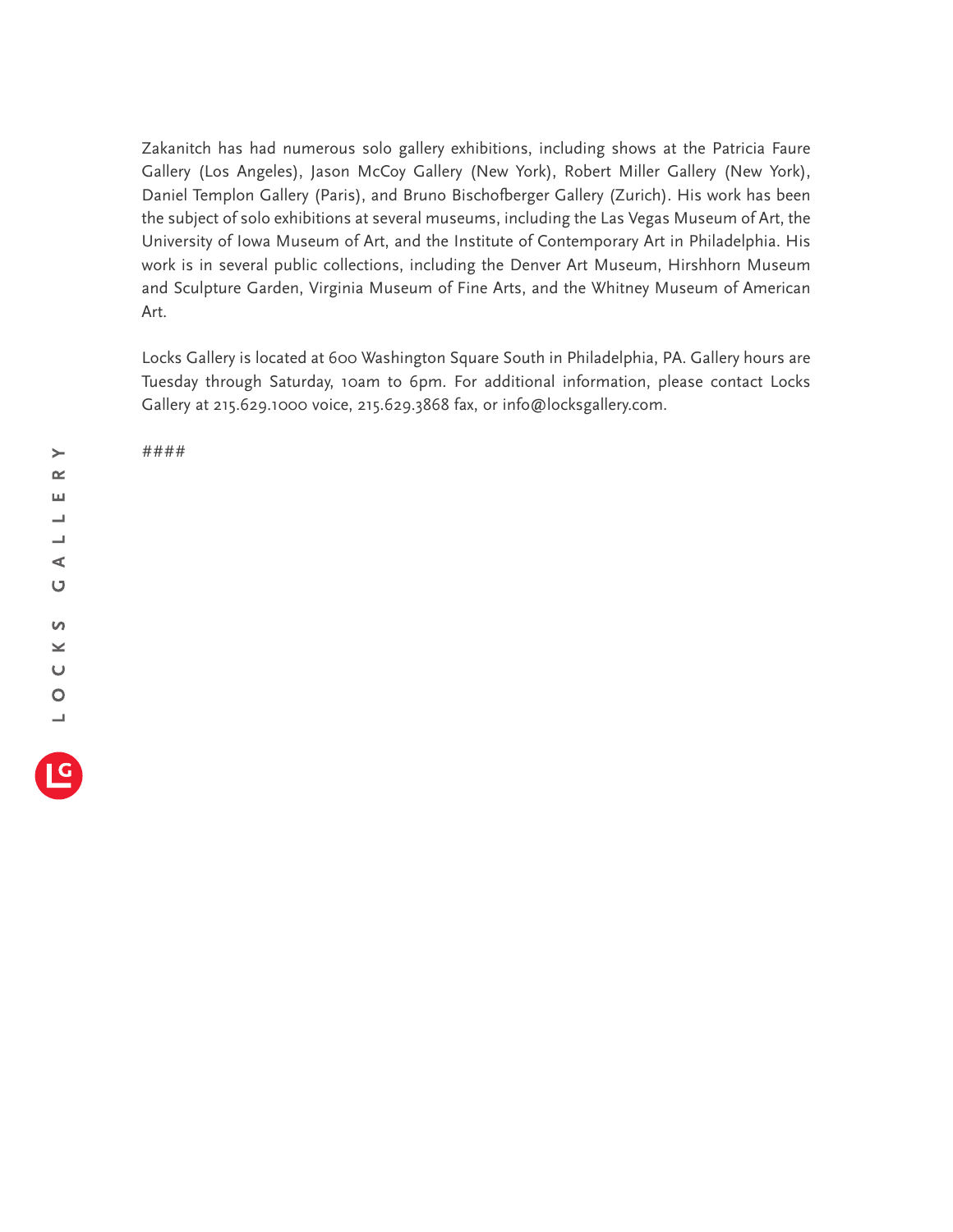Zakanitch has had numerous solo gallery exhibitions, including shows at the Patricia Faure Gallery (Los Angeles), Jason McCoy Gallery (New York), Robert Miller Gallery (New York), Daniel Templon Gallery (Paris), and Bruno Bischofberger Gallery (Zurich). His work has been the subject of solo exhibitions at several museums, including the Las Vegas Museum of Art, the University of Iowa Museum of Art, and the Institute of Contemporary Art in Philadelphia. His work is in several public collections, including the Denver Art Museum, Hirshhorn Museum and Sculpture Garden, Virginia Museum of Fine Arts, and the Whitney Museum of American Art.

Locks Gallery is located at 600 Washington Square South in Philadelphia, PA. Gallery hours are Tuesday through Saturday, 10am to 6pm. For additional information, please contact Locks Gallery at 215.629.1000 voice, 215.629.3868 fax, or info@locksgallery.com.

####